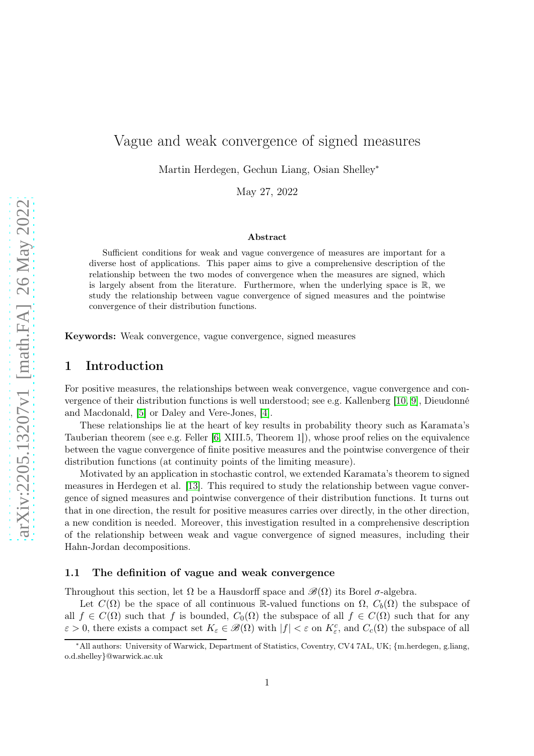# Vague and weak convergence of signed measures

Martin Herdegen, Gechun Liang, Osian Shelley*

May 27, 2022

**Abstract**

Sufficient conditions for weak and vague convergence of measures are important for a diverse host of applications. This paper aims to give a comprehensive description of the relationship between the two modes of convergence when the measures are signed, which is largely absent from the literature. Furthermore, when the underlying space is $\mathbb{R}$, we study the relationship between vague convergence of signed measures and the pointwise convergence of their distribution functions.

**Keywords:** Weak convergence, vague convergence, signed measures

## 1 Introduction

For positive measures, the relationships between weak convergence, vague convergence and convergence of their distribution functions is well understood; see e.g. Kallenberg [10, 9], Dieudonné and Macdonald, [5] or Daley and Vere-Jones, [4].

These relationships lie at the heart of key results in probability theory such as Karamata's Tauberian theorem (see e.g. Feller [6, XIII.5, Theorem 1]), whose proof relies on the equivalence between the vague convergence of finite positive measures and the pointwise convergence of their distribution functions (at continuity points of the limiting measure).

Motivated by an application in stochastic control, we extended Karamata's theorem to signed measures in Herdegen et al. [13]. This required to study the relationship between vague convergence of signed measures and pointwise convergence of their distribution functions. It turns out that in one direction, the result for positive measures carries over directly, in the other direction, a new condition is needed. Moreover, this investigation resulted in a comprehensive description of the relationship between weak and vague convergence of signed measures, including their Hahn-Jordan decompositions.

### 1.1 The definition of vague and weak convergence

Throughout this section, let $\Omega$ be a Hausdorff space and $\mathscr{B}(\Omega)$ its Borel $\sigma$-algebra.

Let $C(\Omega)$ be the space of all continuous $\mathbb{R}$-valued functions on $\Omega$, $C_b(\Omega)$ the subspace of all $f \in C(\Omega)$ such that $f$ is bounded, $C_0(\Omega)$ the subspace of all $f \in C(\Omega)$ such that for any $\varepsilon > 0$, there exists a compact set $K_\varepsilon \in \mathscr{B}(\Omega)$ with $|f| < \varepsilon$ on $K^c_\varepsilon$, and $C_c(\Omega)$ the subspace of all

*All authors: University of Warwick, Department of Statistics, Coventry, CV4 7AL, UK; {m.herdegen, g.liang, o.d.shelley}@warwick.ac.uk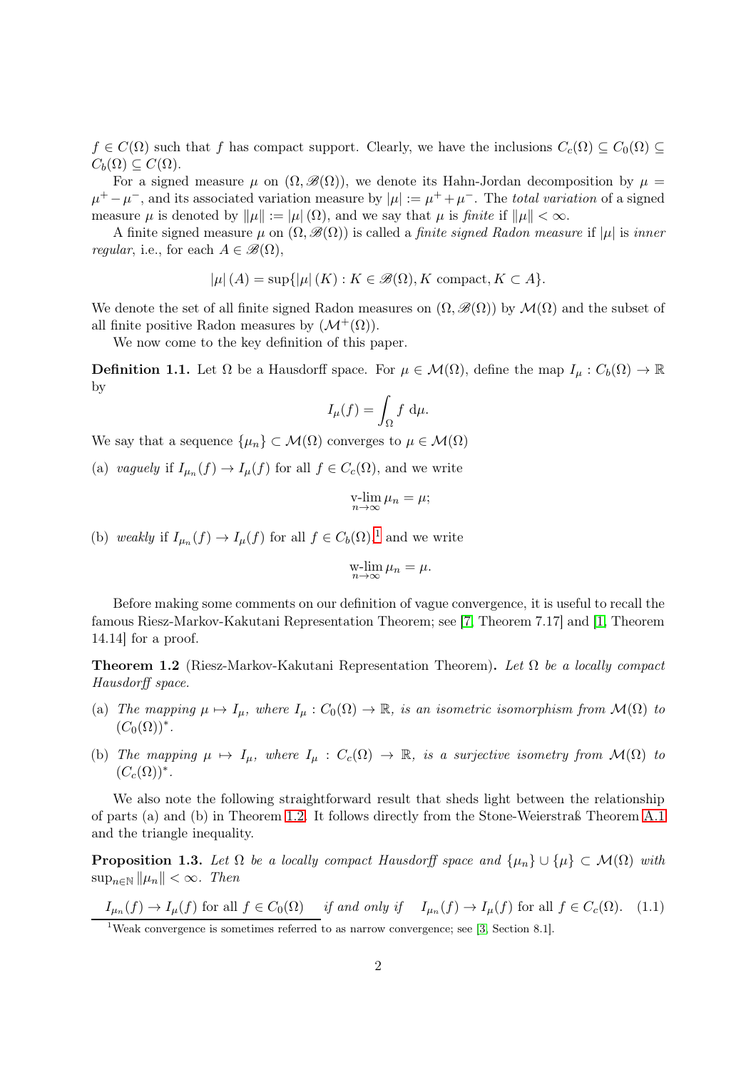$f \in C(\Omega)$ such that $f$ has compact support. Clearly, we have the inclusions $C_c(\Omega) \subseteq C_0(\Omega) \subseteq C_b(\Omega) \subseteq C(\Omega)$.

For a signed measure $\mu$ on $(\Omega, \mathscr{B}(\Omega))$, we denote its Hahn-Jordan decomposition by $\mu = \mu^+ - \mu^-$, and its associated variation measure by $|\mu| := \mu^+ + \mu^-$. The *total variation* of a signed measure $\mu$ is denoted by $\|\mu\| := |\mu|(\Omega)$, and we say that $\mu$ is *finite* if $\|\mu\| < \infty$.

A finite signed measure $\mu$ on $(\Omega, \mathscr{B}(\Omega))$ is called a *finite signed Radon measure* if $|\mu|$ is *inner regular*, i.e., for each $A \in \mathscr{B}(\Omega)$,

$$|\mu|(A) = \sup\{|\mu|(K) : K \in \mathscr{B}(\Omega), K \text{ compact}, K \subset A\}.$$

We denote the set of all finite signed Radon measures on $(\Omega, \mathscr{B}(\Omega))$ by $\mathcal{M}(\Omega)$ and the subset of all finite positive Radon measures by $(\mathcal{M}^+(\Omega))$.

We now come to the key definition of this paper.

**Definition 1.1.** Let $\Omega$ be a Hausdorff space. For $\mu \in \mathcal{M}(\Omega)$, define the map $I_\mu : C_b(\Omega) \to \mathbb{R}$ by

$$I_\mu(f) = \int_\Omega f \, \mathrm{d}\mu.$$

We say that a sequence $\{\mu_n\} \subset \mathcal{M}(\Omega)$ converges to $\mu \in \mathcal{M}(\Omega)$

(a) *vaguely* if $I_{\mu_n}(f) \to I_\mu(f)$ for all $f \in C_c(\Omega)$, and we write

$$\operatorname*{v-lim}_{n\to\infty} \mu_n = \mu;$$

(b) *weakly* if $I_{\mu_n}(f) \to I_\mu(f)$ for all $f \in C_b(\Omega)$,[1] and we write

$$\operatorname*{w-lim}_{n\to\infty} \mu_n = \mu.$$

Before making some comments on our definition of vague convergence, it is useful to recall the famous Riesz-Markov-Kakutani Representation Theorem; see [7, Theorem 7.17] and [1, Theorem 14.14] for a proof.

**Theorem 1.2** (Riesz-Markov-Kakutani Representation Theorem)**.** *Let $\Omega$ be a locally compact Hausdorff space.*

(a) *The mapping $\mu \mapsto I_\mu$, where $I_\mu : C_0(\Omega) \to \mathbb{R}$, is an isometric isomorphism from $\mathcal{M}(\Omega)$ to $(C_0(\Omega))^*$.*

(b) *The mapping $\mu \mapsto I_\mu$, where $I_\mu : C_c(\Omega) \to \mathbb{R}$, is a surjective isometry from $\mathcal{M}(\Omega)$ to $(C_c(\Omega))^*$.*

We also note the following straightforward result that sheds light between the relationship of parts (a) and (b) in Theorem 1.2. It follows directly from the Stone-Weierstraß Theorem A.1 and the triangle inequality.

**Proposition 1.3.** *Let $\Omega$ be a locally compact Hausdorff space and $\{\mu_n\} \cup \{\mu\} \subset \mathcal{M}(\Omega)$ with $\sup_{n\in\mathbb{N}} \|\mu_n\| < \infty$. Then*

$$I_{\mu_n}(f) \to I_\mu(f) \text{ for all } f \in C_0(\Omega) \quad \textit{if and only if} \quad I_{\mu_n}(f) \to I_\mu(f) \text{ for all } f \in C_c(\Omega). \quad (1.1)$$

[1] Weak convergence is sometimes referred to as narrow convergence; see [3, Section 8.1].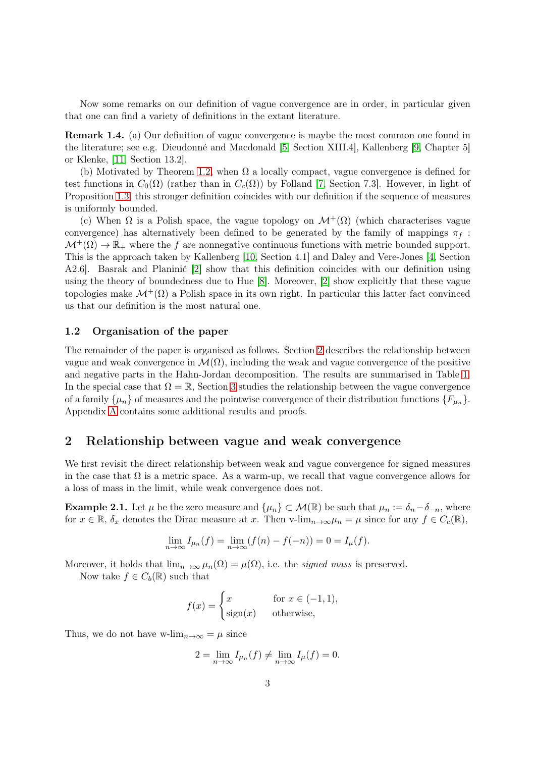Now some remarks on our definition of vague convergence are in order, in particular given that one can find a variety of definitions in the extant literature.

**Remark 1.4.** (a) Our definition of vague convergence is maybe the most common one found in the literature; see e.g. Dieudonné and Macdonald [5, Section XIII.4], Kallenberg [9, Chapter 5] or Klenke, [11, Section 13.2].

(b) Motivated by Theorem 1.2, when $\Omega$ a locally compact, vague convergence is defined for test functions in $C_0(\Omega)$ (rather than in $C_c(\Omega)$) by Folland [7, Section 7.3]. However, in light of Proposition 1.3, this stronger definition coincides with our definition if the sequence of measures is uniformly bounded.

(c) When $\Omega$ is a Polish space, the vague topology on $\mathcal{M}^+(\Omega)$ (which characterises vague convergence) has alternatively been defined to be generated by the family of mappings $\pi_f : \mathcal{M}^+(\Omega) \to \mathbb{R}_+$ where the $f$ are nonnegative continuous functions with metric bounded support. This is the approach taken by Kallenberg [10, Section 4.1] and Daley and Vere-Jones [4, Section A2.6]. Basrak and Planinić [2] show that this definition coincides with our definition using using the theory of boundedness due to Hue [8]. Moreover, [2] show explicitly that these vague topologies make $\mathcal{M}^+(\Omega)$ a Polish space in its own right. In particular this latter fact convinced us that our definition is the most natural one.

### 1.2 Organisation of the paper

The remainder of the paper is organised as follows. Section 2 describes the relationship between vague and weak convergence in $\mathcal{M}(\Omega)$, including the weak and vague convergence of the positive and negative parts in the Hahn-Jordan decomposition. The results are summarised in Table 1. In the special case that $\Omega = \mathbb{R}$, Section 3 studies the relationship between the vague convergence of a family $\{\mu_n\}$ of measures and the pointwise convergence of their distribution functions $\{F_{\mu_n}\}$. Appendix A contains some additional results and proofs.

## 2 Relationship between vague and weak convergence

We first revisit the direct relationship between weak and vague convergence for signed measures in the case that $\Omega$ is a metric space. As a warm-up, we recall that vague convergence allows for a loss of mass in the limit, while weak convergence does not.

**Example 2.1.** Let $\mu$ be the zero measure and $\{\mu_n\} \subset \mathcal{M}(\mathbb{R})$ be such that $\mu_n := \delta_n - \delta_{-n}$, where for $x \in \mathbb{R}$, $\delta_x$ denotes the Dirac measure at $x$. Then v-$\lim_{n\to\infty}\mu_n = \mu$ since for any $f \in C_c(\mathbb{R})$,

$$\lim_{n\to\infty} I_{\mu_n}(f) = \lim_{n\to\infty} (f(n) - f(-n)) = 0 = I_\mu(f).$$

Moreover, it holds that $\lim_{n\to\infty} \mu_n(\Omega) = \mu(\Omega)$, i.e. the *signed mass* is preserved.

Now take $f \in C_b(\mathbb{R})$ such that

$$f(x) = \begin{cases} x & \text{for } x \in (-1, 1), \\ \operatorname{sign}(x) & \text{otherwise,} \end{cases}$$

Thus, we do not have w-$\lim_{n\to\infty} = \mu$ since

$$2 = \lim_{n\to\infty} I_{\mu_n}(f) \neq \lim_{n\to\infty} I_\mu(f) = 0.$$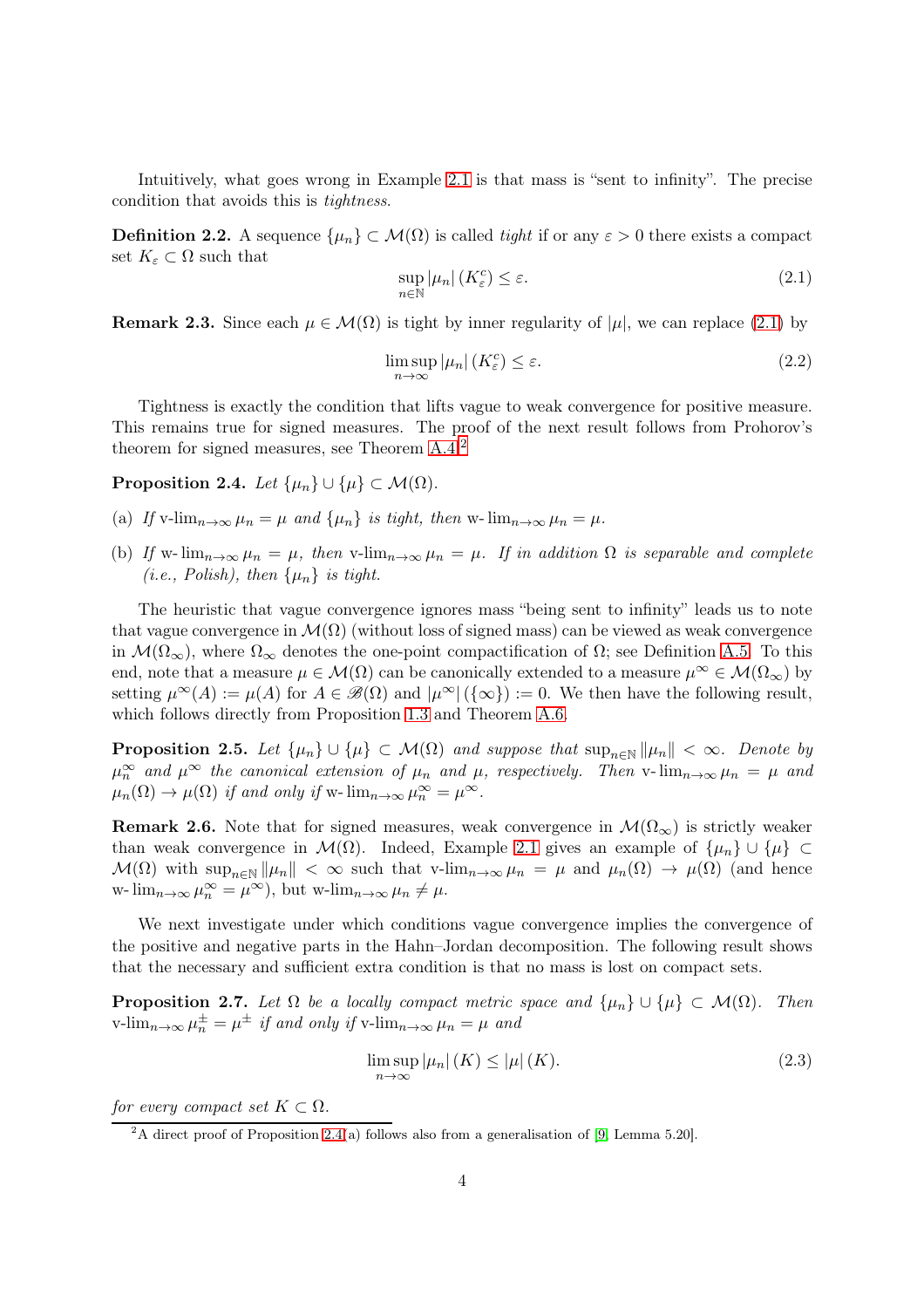Intuitively, what goes wrong in Example 2.1 is that mass is "sent to infinity". The precise condition that avoids this is *tightness*.

**Definition 2.2.** A sequence $\{\mu_n\} \subset \mathcal{M}(\Omega)$ is called *tight* if or any $\varepsilon > 0$ there exists a compact set $K_\varepsilon \subset \Omega$ such that

$$\sup_{n\in\mathbb{N}} |\mu_n| (K_\varepsilon^c) \leq \varepsilon. \tag{2.1}$$

**Remark 2.3.** Since each $\mu \in \mathcal{M}(\Omega)$ is tight by inner regularity of $|\mu|$, we can replace (2.1) by

$$\limsup_{n\to\infty} |\mu_n| (K_\varepsilon^c) \leq \varepsilon. \tag{2.2}$$

Tightness is exactly the condition that lifts vague to weak convergence for positive measure. This remains true for signed measures. The proof of the next result follows from Prohorov's theorem for signed measures, see Theorem A.4.[2]

**Proposition 2.4.** *Let $\{\mu_n\} \cup \{\mu\} \subset \mathcal{M}(\Omega)$.*

(a) *If $\text{v-lim}_{n\to\infty} \mu_n = \mu$ and $\{\mu_n\}$ is tight, then $\text{w-lim}_{n\to\infty} \mu_n = \mu$.*

(b) *If $\text{w-lim}_{n\to\infty} \mu_n = \mu$, then $\text{v-lim}_{n\to\infty} \mu_n = \mu$. If in addition $\Omega$ is separable and complete (i.e., Polish), then $\{\mu_n\}$ is tight.*

The heuristic that vague convergence ignores mass "being sent to infinity" leads us to note that vague convergence in $\mathcal{M}(\Omega)$ (without loss of signed mass) can be viewed as weak convergence in $\mathcal{M}(\Omega_\infty)$, where $\Omega_\infty$ denotes the one-point compactification of $\Omega$; see Definition A.5. To this end, note that a measure $\mu \in \mathcal{M}(\Omega)$ can be canonically extended to a measure $\mu^\infty \in \mathcal{M}(\Omega_\infty)$ by setting $\mu^\infty(A) := \mu(A)$ for $A \in \mathscr{B}(\Omega)$ and $|\mu^\infty|(\{\infty\}) := 0$. We then have the following result, which follows directly from Proposition 1.3 and Theorem A.6.

**Proposition 2.5.** *Let $\{\mu_n\} \cup \{\mu\} \subset \mathcal{M}(\Omega)$ and suppose that $\sup_{n\in\mathbb{N}} \|\mu_n\| < \infty$. Denote by $\mu_n^\infty$ and $\mu^\infty$ the canonical extension of $\mu_n$ and $\mu$, respectively. Then $\text{v-lim}_{n\to\infty} \mu_n = \mu$ and $\mu_n(\Omega) \to \mu(\Omega)$ if and only if $\text{w-lim}_{n\to\infty} \mu_n^\infty = \mu^\infty$.*

**Remark 2.6.** Note that for signed measures, weak convergence in $\mathcal{M}(\Omega_\infty)$ is strictly weaker than weak convergence in $\mathcal{M}(\Omega)$. Indeed, Example 2.1 gives an example of $\{\mu_n\} \cup \{\mu\} \subset \mathcal{M}(\Omega)$ with $\sup_{n\in\mathbb{N}} \|\mu_n\| < \infty$ such that $\text{v-lim}_{n\to\infty} \mu_n = \mu$ and $\mu_n(\Omega) \to \mu(\Omega)$ (and hence $\text{w-lim}_{n\to\infty} \mu_n^\infty = \mu^\infty$), but $\text{w-lim}_{n\to\infty} \mu_n \neq \mu$.

We next investigate under which conditions vague convergence implies the convergence of the positive and negative parts in the Hahn–Jordan decomposition. The following result shows that the necessary and sufficient extra condition is that no mass is lost on compact sets.

**Proposition 2.7.** *Let $\Omega$ be a locally compact metric space and $\{\mu_n\} \cup \{\mu\} \subset \mathcal{M}(\Omega)$. Then $\text{v-lim}_{n\to\infty} \mu_n^\pm = \mu^\pm$ if and only if $\text{v-lim}_{n\to\infty} \mu_n = \mu$ and*

$$\limsup_{n\to\infty} |\mu_n| (K) \leq |\mu| (K). \tag{2.3}$$

*for every compact set $K \subset \Omega$.*

[2] A direct proof of Proposition 2.4(a) follows also from a generalisation of [9, Lemma 5.20].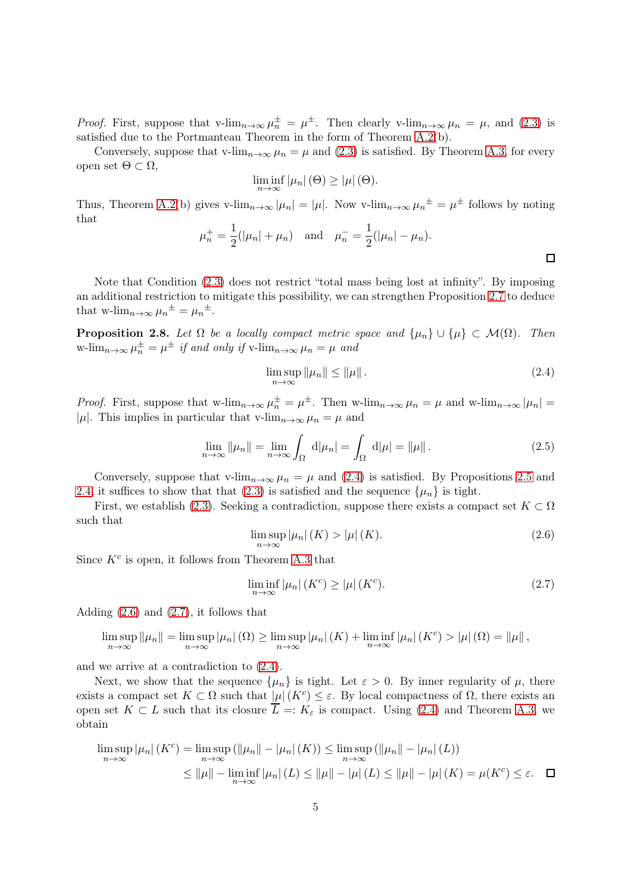*Proof.* First, suppose that $\text{v-lim}_{n\to\infty} \mu_n^\pm = \mu^\pm$. Then clearly $\text{v-lim}_{n\to\infty} \mu_n = \mu$, and (2.3) is satisfied due to the Portmanteau Theorem in the form of Theorem A.2(b).

Conversely, suppose that $\text{v-lim}_{n\to\infty} \mu_n = \mu$ and (2.3) is satisfied. By Theorem A.3, for every open set $\Theta \subset \Omega$,

$$\liminf_{n\to\infty} |\mu_n|(\Theta) \geq |\mu|(\Theta).$$

Thus, Theorem A.2(b) gives $\text{v-lim}_{n\to\infty} |\mu_n| = |\mu|$. Now $\text{v-lim}_{n\to\infty} {\mu_n}^\pm = \mu^\pm$ follows by noting that

$$\mu_n^+ = \frac{1}{2}(|\mu_n| + \mu_n) \quad \text{and} \quad \mu_n^- = \frac{1}{2}(|\mu_n| - \mu_n).$$

□

Note that Condition (2.3) does not restrict "total mass being lost at infinity". By imposing an additional restriction to mitigate this possibility, we can strengthen Proposition 2.7 to deduce that $\text{w-lim}_{n\to\infty} {\mu_n}^\pm = {\mu_n}^\pm$.

**Proposition 2.8.** *Let $\Omega$ be a locally compact metric space and $\{\mu_n\} \cup \{\mu\} \subset \mathcal{M}(\Omega)$. Then $\text{w-lim}_{n\to\infty} \mu_n^\pm = \mu^\pm$ if and only if $\text{v-lim}_{n\to\infty} \mu_n = \mu$ and*

$$\limsup_{n\to\infty} \|\mu_n\| \leq \|\mu\|. \tag{2.4}$$

*Proof.* First, suppose that $\text{w-lim}_{n\to\infty} \mu_n^\pm = \mu^\pm$. Then $\text{w-lim}_{n\to\infty} \mu_n = \mu$ and $\text{w-lim}_{n\to\infty} |\mu_n| = |\mu|$. This implies in particular that $\text{v-lim}_{n\to\infty} \mu_n = \mu$ and

$$\lim_{n\to\infty} \|\mu_n\| = \lim_{n\to\infty} \int_\Omega \mathrm{d}|\mu_n| = \int_\Omega \mathrm{d}|\mu| = \|\mu\|. \tag{2.5}$$

Conversely, suppose that $\text{v-lim}_{n\to\infty} \mu_n = \mu$ and (2.4) is satisfied. By Propositions 2.5 and 2.4, it suffices to show that that (2.3) is satisfied and the sequence $\{\mu_n\}$ is tight.

First, we establish (2.3). Seeking a contradiction, suppose there exists a compact set $K \subset \Omega$ such that

$$\limsup_{n\to\infty} |\mu_n|(K) > |\mu|(K). \tag{2.6}$$

Since $K^c$ is open, it follows from Theorem A.3 that

$$\liminf_{n\to\infty} |\mu_n|(K^c) \geq |\mu|(K^c). \tag{2.7}$$

Adding (2.6) and (2.7), it follows that

$$\limsup_{n\to\infty} \|\mu_n\| = \limsup_{n\to\infty} |\mu_n|(\Omega) \geq \limsup_{n\to\infty} |\mu_n|(K) + \liminf_{n\to\infty} |\mu_n|(K^c) > |\mu|(\Omega) = \|\mu\|,$$

and we arrive at a contradiction to (2.4).

Next, we show that the sequence $\{\mu_n\}$ is tight. Let $\varepsilon > 0$. By inner regularity of $\mu$, there exists a compact set $K \subset \Omega$ such that $|\mu|(K^c) \leq \varepsilon$. By local compactness of $\Omega$, there exists an open set $K \subset L$ such that its closure $\overline{L} =: K_\varepsilon$ is compact. Using (2.4) and Theorem A.3, we obtain

$$\begin{aligned}
\limsup_{n\to\infty} |\mu_n|(K^c) &= \limsup_{n\to\infty} (\|\mu_n\| - |\mu_n|(K)) \leq \limsup_{n\to\infty} (\|\mu_n\| - |\mu_n|(L)) \\
&\leq \|\mu\| - \liminf_{n\to\infty} |\mu_n|(L) \leq \|\mu\| - |\mu|(L) \leq \|\mu\| - |\mu|(K) = \mu(K^c) \leq \varepsilon.
\end{aligned}$$

□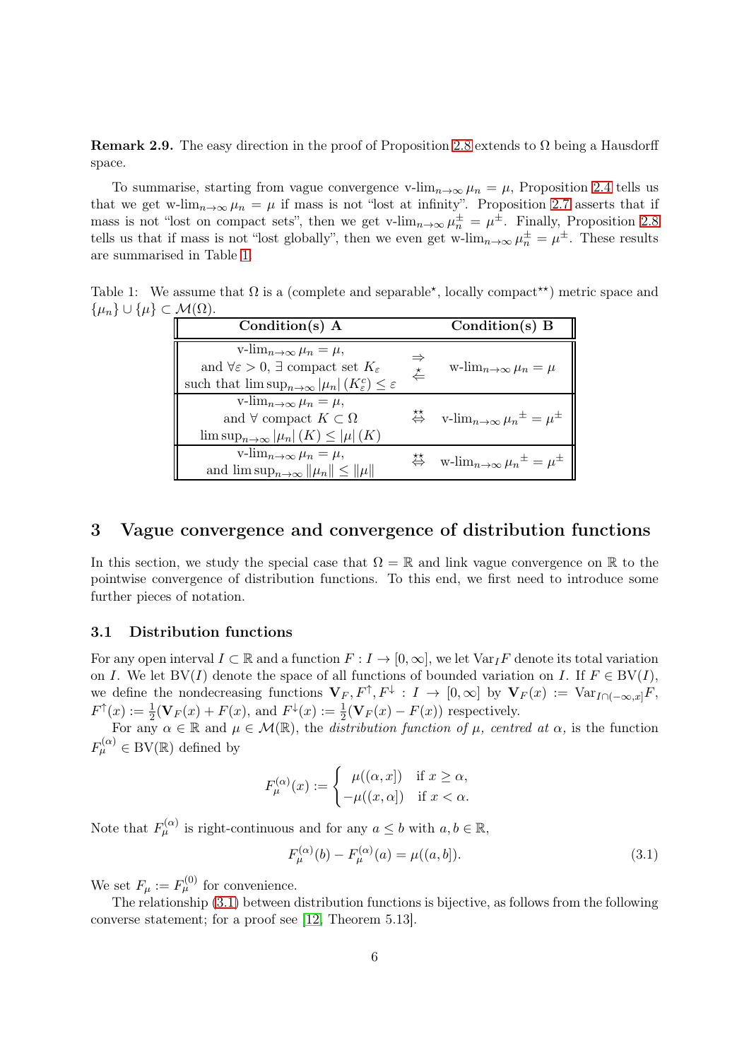**Remark 2.9.** The easy direction in the proof of Proposition 2.8 extends to $\Omega$ being a Hausdorff space.

To summarise, starting from vague convergence $\text{v-lim}_{n\to\infty} \mu_n = \mu$, Proposition 2.4 tells us that we get $\text{w-lim}_{n\to\infty} \mu_n = \mu$ if mass is not "lost at infinity". Proposition 2.7 asserts that if mass is not "lost on compact sets", then we get $\text{v-lim}_{n\to\infty} \mu_n^{\pm} = \mu^{\pm}$. Finally, Proposition 2.8 tells us that if mass is not "lost globally", then we even get $\text{w-lim}_{n\to\infty} \mu_n^{\pm} = \mu^{\pm}$. These results are summarised in Table 1.

Table 1: We assume that $\Omega$ is a (complete and separable$^\star$, locally compact$^{\star\star}$) metric space and $\{\mu_n\} \cup \{\mu\} \subset \mathcal{M}(\Omega)$.

| Condition(s) A | | Condition(s) B |
|---|---|---|
| $\text{v-lim}_{n\to\infty} \mu_n = \mu$, and $\forall \varepsilon > 0$, $\exists$ compact set $K_\varepsilon$ such that $\limsup_{n\to\infty} \lvert\mu_n\rvert (K_\varepsilon^c) \leq \varepsilon$ | $\Rightarrow$ $\overset{\star}{\Leftarrow}$ | $\text{w-lim}_{n\to\infty} \mu_n = \mu$ |
| $\text{v-lim}_{n\to\infty} \mu_n = \mu$, and $\forall$ compact $K \subset \Omega$ $\limsup_{n\to\infty} \lvert\mu_n\rvert (K) \leq \lvert\mu\rvert (K)$ | $\overset{\star\star}{\Leftrightarrow}$ | $\text{v-lim}_{n\to\infty} {\mu_n}^{\pm} = \mu^{\pm}$ |
| $\text{v-lim}_{n\to\infty} \mu_n = \mu$, and $\limsup_{n\to\infty} \lVert\mu_n\rVert \leq \lVert\mu\rVert$ | $\overset{\star\star}{\Leftrightarrow}$ | $\text{w-lim}_{n\to\infty} {\mu_n}^{\pm} = \mu^{\pm}$ |

# 3 Vague convergence and convergence of distribution functions

In this section, we study the special case that $\Omega = \mathbb{R}$ and link vague convergence on $\mathbb{R}$ to the pointwise convergence of distribution functions. To this end, we first need to introduce some further pieces of notation.

## 3.1 Distribution functions

For any open interval $I \subset \mathbb{R}$ and a function $F : I \to [0, \infty]$, we let $\text{Var}_I F$ denote its total variation on $I$. We let $\text{BV}(I)$ denote the space of all functions of bounded variation on $I$. If $F \in \text{BV}(I)$, we define the nondecreasing functions $\mathbf{V}_F, F^\uparrow, F^\downarrow : I \to [0, \infty]$ by $\mathbf{V}_F(x) := \text{Var}_{I\cap(-\infty,x]} F$, $F^\uparrow(x) := \frac{1}{2}(\mathbf{V}_F(x) + F(x)$, and $F^\downarrow(x) := \frac{1}{2}(\mathbf{V}_F(x) - F(x))$ respectively.

For any $\alpha \in \mathbb{R}$ and $\mu \in \mathcal{M}(\mathbb{R})$, the *distribution function of* $\mu$*, centred at* $\alpha$*,* is the function $F_\mu^{(\alpha)} \in \text{BV}(\mathbb{R})$ defined by

$$F_\mu^{(\alpha)}(x) := \begin{cases} \mu((\alpha, x]) & \text{if } x \geq \alpha, \\ -\mu((x, \alpha]) & \text{if } x < \alpha. \end{cases}$$

Note that $F_\mu^{(\alpha)}$ is right-continuous and for any $a \leq b$ with $a, b \in \mathbb{R}$,

$$F_\mu^{(\alpha)}(b) - F_\mu^{(\alpha)}(a) = \mu((a, b]). \tag{3.1}$$

We set $F_\mu := F_\mu^{(0)}$ for convenience.

The relationship (3.1) between distribution functions is bijective, as follows from the following converse statement; for a proof see [12, Theorem 5.13].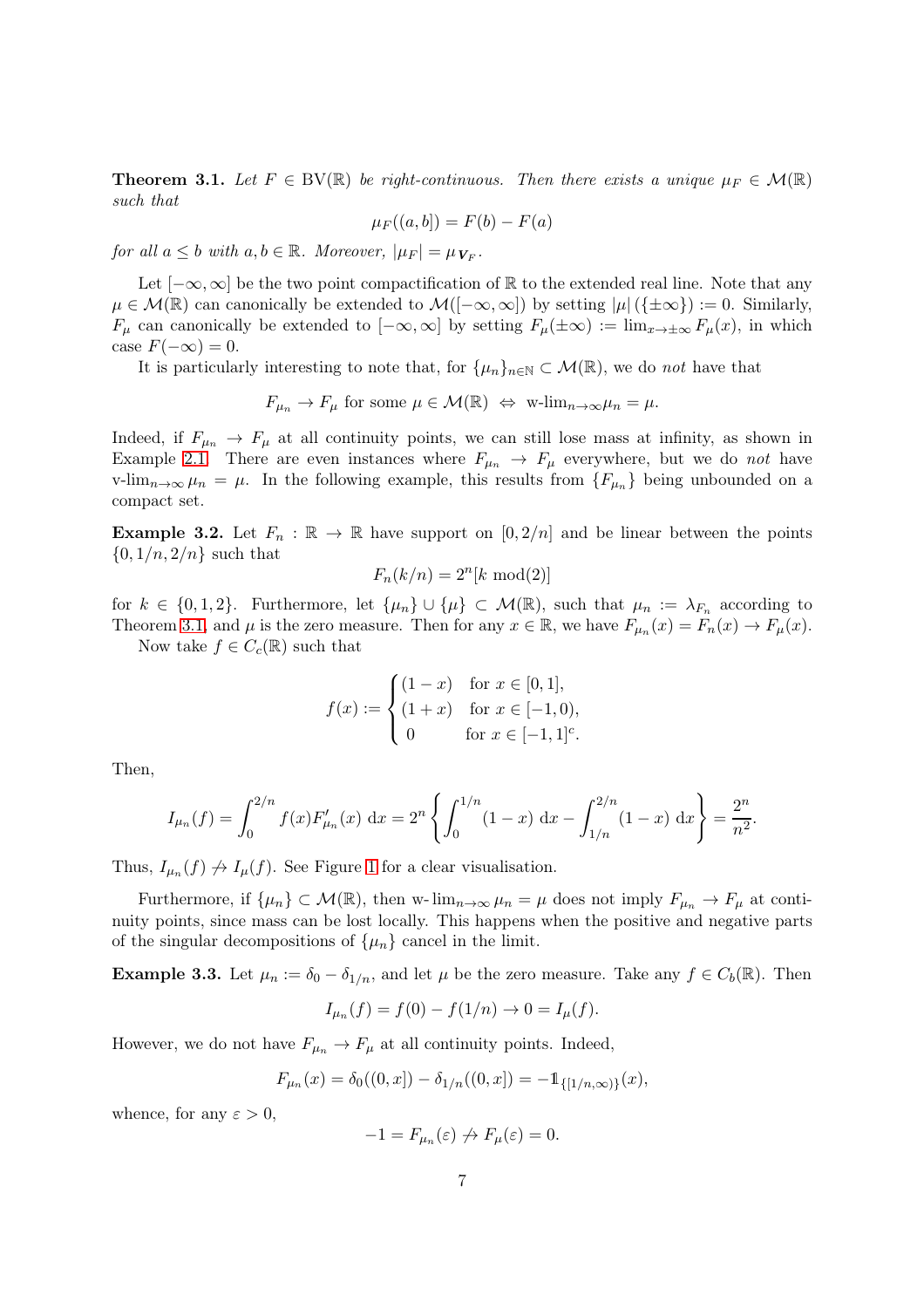**Theorem 3.1.** *Let $F \in \mathrm{BV}(\mathbb{R})$ be right-continuous. Then there exists a unique $\mu_F \in \mathcal{M}(\mathbb{R})$ such that*

$$\mu_F((a,b]) = F(b) - F(a)$$

*for all $a \leq b$ with $a, b \in \mathbb{R}$. Moreover, $|\mu_F| = \mu_{\boldsymbol{V}_F}$.*

Let $[-\infty, \infty]$ be the two point compactification of $\mathbb{R}$ to the extended real line. Note that any $\mu \in \mathcal{M}(\mathbb{R})$ can canonically be extended to $\mathcal{M}([-\infty, \infty])$ by setting $|\mu|(\{\pm\infty\}) := 0$. Similarly, $F_\mu$ can canonically be extended to $[-\infty, \infty]$ by setting $F_\mu(\pm\infty) := \lim_{x\to\pm\infty} F_\mu(x)$, in which case $F(-\infty) = 0$.

It is particularly interesting to note that, for $\{\mu_n\}_{n\in\mathbb{N}} \subset \mathcal{M}(\mathbb{R})$, we do *not* have that

$$F_{\mu_n} \to F_\mu \text{ for some } \mu \in \mathcal{M}(\mathbb{R}) \ \Leftrightarrow\ \text{w-lim}_{n\to\infty}\mu_n = \mu.$$

Indeed, if $F_{\mu_n} \to F_\mu$ at all continuity points, we can still lose mass at infinity, as shown in Example 2.1. There are even instances where $F_{\mu_n} \to F_\mu$ everywhere, but we do *not* have $\text{v-lim}_{n\to\infty}\mu_n = \mu$. In the following example, this results from $\{F_{\mu_n}\}$ being unbounded on a compact set.

**Example 3.2.** Let $F_n : \mathbb{R} \to \mathbb{R}$ have support on $[0, 2/n]$ and be linear between the points $\{0, 1/n, 2/n\}$ such that

$$F_n(k/n) = 2^n[k \bmod(2)]$$

for $k \in \{0, 1, 2\}$. Furthermore, let $\{\mu_n\} \cup \{\mu\} \subset \mathcal{M}(\mathbb{R})$, such that $\mu_n := \lambda_{F_n}$ according to Theorem 3.1, and $\mu$ is the zero measure. Then for any $x \in \mathbb{R}$, we have $F_{\mu_n}(x) = F_n(x) \to F_\mu(x)$.

Now take $f \in C_c(\mathbb{R})$ such that

$$f(x) := \begin{cases} (1-x) & \text{for } x \in [0,1], \\ (1+x) & \text{for } x \in [-1,0), \\ 0 & \text{for } x \in [-1,1]^c. \end{cases}$$

Then,

$$I_{\mu_n}(f) = \int_0^{2/n} f(x) F'_{\mu_n}(x)\ \mathrm{d}x = 2^n \left\{ \int_0^{1/n} (1-x)\ \mathrm{d}x - \int_{1/n}^{2/n} (1-x)\ \mathrm{d}x \right\} = \frac{2^n}{n^2}.$$

Thus, $I_{\mu_n}(f) \not\to I_\mu(f)$. See Figure 1 for a clear visualisation.

Furthermore, if $\{\mu_n\} \subset \mathcal{M}(\mathbb{R})$, then $\text{w-lim}_{n\to\infty}\mu_n = \mu$ does not imply $F_{\mu_n} \to F_\mu$ at continuity points, since mass can be lost locally. This happens when the positive and negative parts of the singular decompositions of $\{\mu_n\}$ cancel in the limit.

**Example 3.3.** Let $\mu_n := \delta_0 - \delta_{1/n}$, and let $\mu$ be the zero measure. Take any $f \in C_b(\mathbb{R})$. Then

$$I_{\mu_n}(f) = f(0) - f(1/n) \to 0 = I_\mu(f).$$

However, we do not have $F_{\mu_n} \to F_\mu$ at all continuity points. Indeed,

$$F_{\mu_n}(x) = \delta_0((0,x]) - \delta_{1/n}((0,x]) = -\mathbb{1}_{\{[1/n,\infty)\}}(x),$$

whence, for any $\varepsilon > 0$,

$$-1 = F_{\mu_n}(\varepsilon) \not\to F_\mu(\varepsilon) = 0.$$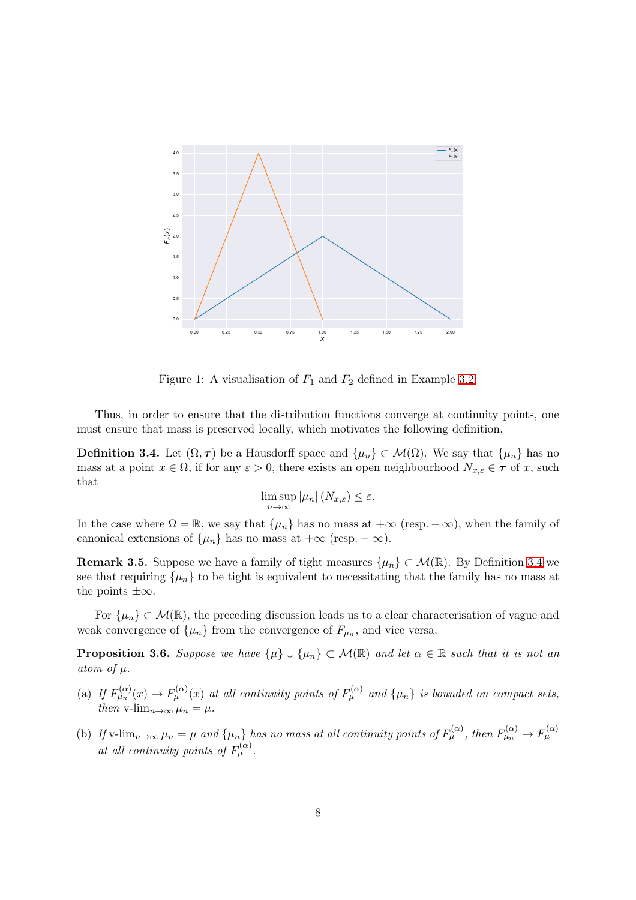Figure 1: A visualisation of $F_1$ and $F_2$ defined in Example 3.2.

Thus, in order to ensure that the distribution functions converge at continuity points, one must ensure that mass is preserved locally, which motivates the following definition.

**Definition 3.4.** Let $(\Omega, \boldsymbol{\tau})$ be a Hausdorff space and $\{\mu_n\} \subset \mathcal{M}(\Omega)$. We say that $\{\mu_n\}$ has no mass at a point $x \in \Omega$, if for any $\varepsilon > 0$, there exists an open neighbourhood $N_{x,\varepsilon} \in \boldsymbol{\tau}$ of $x$, such that

$$\limsup_{n\to\infty} |\mu_n| (N_{x,\varepsilon}) \leq \varepsilon.$$

In the case where $\Omega = \mathbb{R}$, we say that $\{\mu_n\}$ has no mass at $+\infty$ (resp. $-\infty$), when the family of canonical extensions of $\{\mu_n\}$ has no mass at $+\infty$ (resp. $-\infty$).

**Remark 3.5.** Suppose we have a family of tight measures $\{\mu_n\} \subset \mathcal{M}(\mathbb{R})$. By Definition 3.4 we see that requiring $\{\mu_n\}$ to be tight is equivalent to necessitating that the family has no mass at the points $\pm\infty$.

For $\{\mu_n\} \subset \mathcal{M}(\mathbb{R})$, the preceding discussion leads us to a clear characterisation of vague and weak convergence of $\{\mu_n\}$ from the convergence of $F_{\mu_n}$, and vice versa.

**Proposition 3.6.** *Suppose we have $\{\mu\} \cup \{\mu_n\} \subset \mathcal{M}(\mathbb{R})$ and let $\alpha \in \mathbb{R}$ such that it is not an atom of $\mu$.*

(a) *If $F^{(\alpha)}_{\mu_n}(x) \to F^{(\alpha)}_{\mu}(x)$ at all continuity points of $F^{(\alpha)}_{\mu}$ and $\{\mu_n\}$ is bounded on compact sets, then $\text{v-lim}_{n\to\infty} \mu_n = \mu$.*

(b) *If $\text{v-lim}_{n\to\infty} \mu_n = \mu$ and $\{\mu_n\}$ has no mass at all continuity points of $F^{(\alpha)}_{\mu}$, then $F^{(\alpha)}_{\mu_n} \to F^{(\alpha)}_{\mu}$ at all continuity points of $F^{(\alpha)}_{\mu}$.*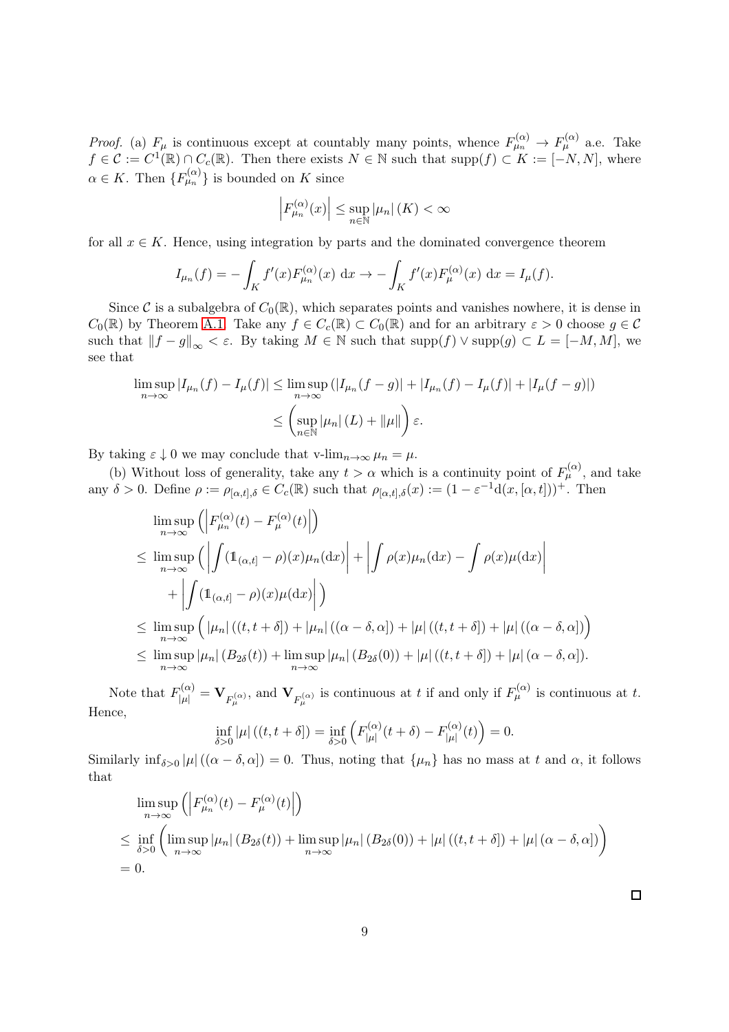*Proof.* (a) $F_\mu$ is continuous except at countably many points, whence $F^{(\alpha)}_{\mu_n} \to F^{(\alpha)}_\mu$ a.e. Take $f \in \mathcal{C} := C^1(\mathbb{R}) \cap C_c(\mathbb{R})$. Then there exists $N \in \mathbb{N}$ such that $\mathrm{supp}(f) \subset K := [-N, N]$, where $\alpha \in K$. Then $\{F^{(\alpha)}_{\mu_n}\}$ is bounded on $K$ since

$$\left| F^{(\alpha)}_{\mu_n}(x) \right| \leq \sup_{n \in \mathbb{N}} |\mu_n|(K) < \infty$$

for all $x \in K$. Hence, using integration by parts and the dominated convergence theorem

$$I_{\mu_n}(f) = -\int_K f'(x) F^{(\alpha)}_{\mu_n}(x)\ \mathrm{d}x \to -\int_K f'(x) F^{(\alpha)}_{\mu}(x)\ \mathrm{d}x = I_\mu(f).$$

Since $\mathcal{C}$ is a subalgebra of $C_0(\mathbb{R})$, which separates points and vanishes nowhere, it is dense in $C_0(\mathbb{R})$ by Theorem A.1. Take any $f \in C_c(\mathbb{R}) \subset C_0(\mathbb{R})$ and for an arbitrary $\varepsilon > 0$ choose $g \in \mathcal{C}$ such that $\|f - g\|_\infty < \varepsilon$. By taking $M \in \mathbb{N}$ such that $\mathrm{supp}(f) \vee \mathrm{supp}(g) \subset L = [-M, M]$, we see that

$$\begin{aligned}
\limsup_{n\to\infty} |I_{\mu_n}(f) - I_\mu(f)| &\leq \limsup_{n\to\infty} \left(|I_{\mu_n}(f-g)| + |I_{\mu_n}(f) - I_\mu(f)| + |I_\mu(f-g)|\right) \\
&\leq \left(\sup_{n\in\mathbb{N}} |\mu_n|(L) + \|\mu\|\right)\varepsilon.
\end{aligned}$$

By taking $\varepsilon \downarrow 0$ we may conclude that $\text{v-}\lim_{n\to\infty} \mu_n = \mu$.

(b) Without loss of generality, take any $t > \alpha$ which is a continuity point of $F^{(\alpha)}_\mu$, and take any $\delta > 0$. Define $\rho := \rho_{[\alpha,t],\delta} \in C_c(\mathbb{R})$ such that $\rho_{[\alpha,t],\delta}(x) := (1 - \varepsilon^{-1}\mathrm{d}(x, [\alpha, t]))^+$. Then

$$\begin{aligned}
&\limsup_{n\to\infty} \left( \left| F^{(\alpha)}_{\mu_n}(t) - F^{(\alpha)}_\mu(t) \right| \right) \\
\leq\ &\limsup_{n\to\infty} \Big( \left| \int (\mathbb{1}_{(\alpha,t]} - \rho)(x) \mu_n(\mathrm{d}x) \right| + \left| \int \rho(x)\mu_n(\mathrm{d}x) - \int \rho(x)\mu(\mathrm{d}x) \right| \\
&\quad + \left| \int (\mathbb{1}_{(\alpha,t]} - \rho)(x)\mu(\mathrm{d}x) \right| \Big) \\
\leq\ &\limsup_{n\to\infty} \Big( |\mu_n|((t, t+\delta]) + |\mu_n|((\alpha-\delta, \alpha]) + |\mu|((t, t+\delta]) + |\mu|((\alpha - \delta, \alpha]) \Big) \\
\leq\ &\limsup_{n\to\infty} |\mu_n|(B_{2\delta}(t)) + \limsup_{n\to\infty} |\mu_n|(B_{2\delta}(0)) + |\mu|((t, t+\delta]) + |\mu|(\alpha - \delta, \alpha]).
\end{aligned}$$

Note that $F^{(\alpha)}_{|\mu|} = \mathbf{V}_{F^{(\alpha)}_\mu}$, and $\mathbf{V}_{F^{(\alpha)}_\mu}$ is continuous at $t$ if and only if $F^{(\alpha)}_\mu$ is continuous at $t$. Hence,

$$\inf_{\delta > 0} |\mu|((t, t+\delta]) = \inf_{\delta>0} \left( F^{(\alpha)}_{|\mu|}(t+\delta) - F^{(\alpha)}_{|\mu|}(t) \right) = 0.$$

Similarly $\inf_{\delta>0} |\mu|((\alpha - \delta, \alpha]) = 0$. Thus, noting that $\{\mu_n\}$ has no mass at $t$ and $\alpha$, it follows that

$$\begin{aligned}
&\limsup_{n\to\infty} \left( \left| F^{(\alpha)}_{\mu_n}(t) - F^{(\alpha)}_\mu(t) \right| \right) \\
\leq\ &\inf_{\delta>0} \left( \limsup_{n\to\infty} |\mu_n|(B_{2\delta}(t)) + \limsup_{n\to\infty} |\mu_n|(B_{2\delta}(0)) + |\mu|((t, t+\delta]) + |\mu|(\alpha-\delta, \alpha]) \right) \\
=\ &0.
\end{aligned}$$

$\square$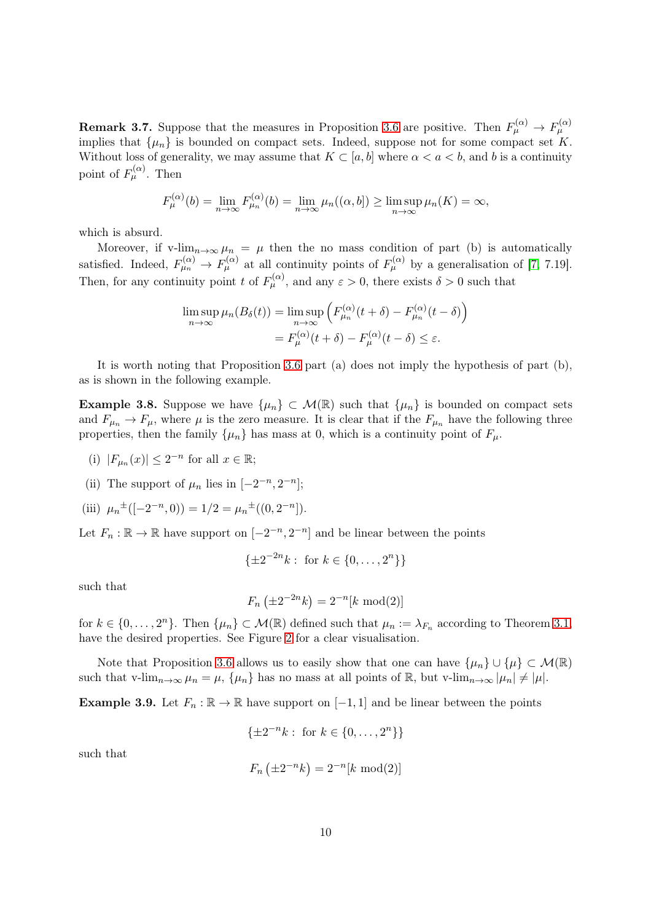**Remark 3.7.** Suppose that the measures in Proposition 3.6 are positive. Then $F_{\mu}^{(\alpha)} \to F_{\mu}^{(\alpha)}$ implies that $\{\mu_n\}$ is bounded on compact sets. Indeed, suppose not for some compact set $K$. Without loss of generality, we may assume that $K \subset [a, b]$ where $\alpha < a < b$, and $b$ is a continuity point of $F_{\mu}^{(\alpha)}$. Then

$$F_{\mu}^{(\alpha)}(b) = \lim_{n\to\infty} F_{\mu_n}^{(\alpha)}(b) = \lim_{n\to\infty} \mu_n((\alpha, b]) \geq \limsup_{n\to\infty} \mu_n(K) = \infty,$$

which is absurd.

Moreover, if $\text{v-lim}_{n\to\infty} \mu_n = \mu$ then the no mass condition of part (b) is automatically satisfied. Indeed, $F_{\mu_n}^{(\alpha)} \to F_{\mu}^{(\alpha)}$ at all continuity points of $F_{\mu}^{(\alpha)}$ by a generalisation of [7, 7.19]. Then, for any continuity point $t$ of $F_{\mu}^{(\alpha)}$, and any $\varepsilon > 0$, there exists $\delta > 0$ such that

$$\begin{aligned}
\limsup_{n\to\infty} \mu_n(B_\delta(t)) &= \limsup_{n\to\infty} \left( F_{\mu_n}^{(\alpha)}(t+\delta) - F_{\mu_n}^{(\alpha)}(t-\delta) \right) \\
&= F_{\mu}^{(\alpha)}(t+\delta) - F_{\mu}^{(\alpha)}(t-\delta) \leq \varepsilon.
\end{aligned}$$

It is worth noting that Proposition 3.6 part (a) does not imply the hypothesis of part (b), as is shown in the following example.

**Example 3.8.** Suppose we have $\{\mu_n\} \subset \mathcal{M}(\mathbb{R})$ such that $\{\mu_n\}$ is bounded on compact sets and $F_{\mu_n} \to F_\mu$, where $\mu$ is the zero measure. It is clear that if the $F_{\mu_n}$ have the following three properties, then the family $\{\mu_n\}$ has mass at 0, which is a continuity point of $F_\mu$.

(i) $|F_{\mu_n}(x)| \leq 2^{-n}$ for all $x \in \mathbb{R}$;

(ii) The support of $\mu_n$ lies in $[-2^{-n}, 2^{-n}]$;

(iii) ${\mu_n}^{\pm}([-2^{-n}, 0)) = 1/2 = {\mu_n}^{\pm}((0, 2^{-n}])$.

Let $F_n : \mathbb{R} \to \mathbb{R}$ have support on $[-2^{-n}, 2^{-n}]$ and be linear between the points

$$\{\pm 2^{-2n}k : \text{ for } k \in \{0, \ldots, 2^n\}\}$$

such that

$$F_n\left(\pm 2^{-2n}k\right) = 2^{-n}[k \bmod(2)]$$

for $k \in \{0, \ldots, 2^n\}$. Then $\{\mu_n\} \subset \mathcal{M}(\mathbb{R})$ defined such that $\mu_n := \lambda_{F_n}$ according to Theorem 3.1, have the desired properties. See Figure 2 for a clear visualisation.

Note that Proposition 3.6 allows us to easily show that one can have $\{\mu_n\} \cup \{\mu\} \subset \mathcal{M}(\mathbb{R})$ such that $\text{v-lim}_{n\to\infty} \mu_n = \mu$, $\{\mu_n\}$ has no mass at all points of $\mathbb{R}$, but $\text{v-lim}_{n\to\infty} |\mu_n| \neq |\mu|$.

**Example 3.9.** Let $F_n : \mathbb{R} \to \mathbb{R}$ have support on $[-1, 1]$ and be linear between the points

$$\{\pm 2^{-n}k : \text{ for } k \in \{0, \ldots, 2^n\}\}$$

such that

$$F_n\left(\pm 2^{-n}k\right) = 2^{-n}[k \bmod(2)]$$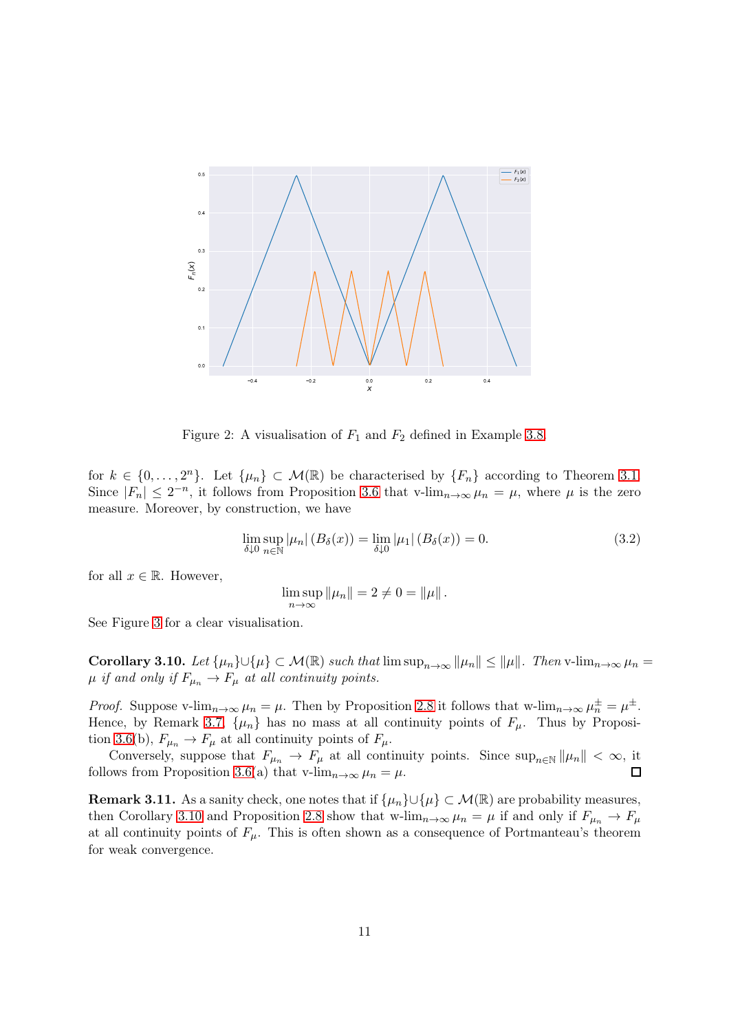Figure 2: A visualisation of $F_1$ and $F_2$ defined in Example 3.8.

for $k \in \{0, \ldots, 2^n\}$. Let $\{\mu_n\} \subset \mathcal{M}(\mathbb{R})$ be characterised by $\{F_n\}$ according to Theorem 3.1. Since $|F_n| \leq 2^{-n}$, it follows from Proposition 3.6 that $\text{v-lim}_{n\to\infty} \mu_n = \mu$, where $\mu$ is the zero measure. Moreover, by construction, we have

$$\lim_{\delta \downarrow 0} \sup_{n \in \mathbb{N}} |\mu_n| (B_\delta(x)) = \lim_{\delta \downarrow 0} |\mu_1| (B_\delta(x)) = 0. \tag{3.2}$$

for all $x \in \mathbb{R}$. However,

$$\limsup_{n\to\infty} \|\mu_n\| = 2 \neq 0 = \|\mu\| .$$

See Figure 3 for a clear visualisation.

**Corollary 3.10.** *Let $\{\mu_n\} \cup \{\mu\} \subset \mathcal{M}(\mathbb{R})$ such that $\limsup_{n\to\infty} \|\mu_n\| \leq \|\mu\|$. Then $\text{v-lim}_{n\to\infty} \mu_n = \mu$ if and only if $F_{\mu_n} \to F_\mu$ at all continuity points.*

*Proof.* Suppose $\text{v-lim}_{n\to\infty} \mu_n = \mu$. Then by Proposition 2.8 it follows that $\text{w-lim}_{n\to\infty} \mu_n^\pm = \mu^\pm$. Hence, by Remark 3.7, $\{\mu_n\}$ has no mass at all continuity points of $F_\mu$. Thus by Proposition 3.6(b), $F_{\mu_n} \to F_\mu$ at all continuity points of $F_\mu$.

Conversely, suppose that $F_{\mu_n} \to F_\mu$ at all continuity points. Since $\sup_{n\in\mathbb{N}} \|\mu_n\| < \infty$, it follows from Proposition 3.6(a) that $\text{v-lim}_{n\to\infty} \mu_n = \mu$. □

**Remark 3.11.** As a sanity check, one notes that if $\{\mu_n\} \cup \{\mu\} \subset \mathcal{M}(\mathbb{R})$ are probability measures, then Corollary 3.10 and Proposition 2.8 show that $\text{w-lim}_{n\to\infty} \mu_n = \mu$ if and only if $F_{\mu_n} \to F_\mu$ at all continuity points of $F_\mu$. This is often shown as a consequence of Portmanteau's theorem for weak convergence.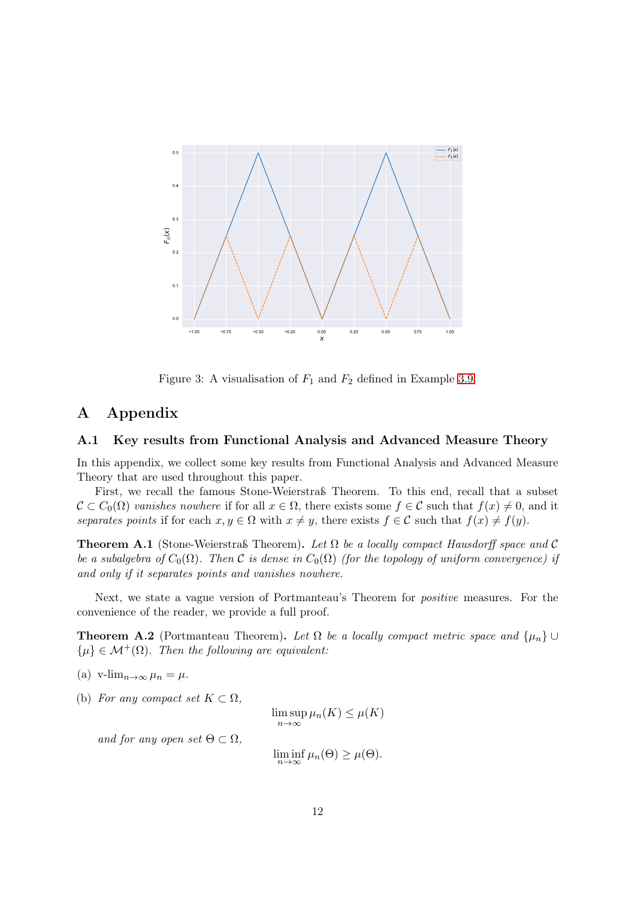Figure 3: A visualisation of $F_1$ and $F_2$ defined in Example 3.9.

# A Appendix

## A.1 Key results from Functional Analysis and Advanced Measure Theory

In this appendix, we collect some key results from Functional Analysis and Advanced Measure Theory that are used throughout this paper.

First, we recall the famous Stone-Weierstraß Theorem. To this end, recall that a subset $\mathcal{C} \subset C_0(\Omega)$ *vanishes nowhere* if for all $x \in \Omega$, there exists some $f \in \mathcal{C}$ such that $f(x) \neq 0$, and it *separates points* if for each $x, y \in \Omega$ with $x \neq y$, there exists $f \in \mathcal{C}$ such that $f(x) \neq f(y)$.

**Theorem A.1** (Stone-Weierstraß Theorem)**.** *Let $\Omega$ be a locally compact Hausdorff space and $\mathcal{C}$ be a subalgebra of $C_0(\Omega)$. Then $\mathcal{C}$ is dense in $C_0(\Omega)$ (for the topology of uniform convergence) if and only if it separates points and vanishes nowhere.*

Next, we state a vague version of Portmanteau's Theorem for *positive* measures. For the convenience of the reader, we provide a full proof.

**Theorem A.2** (Portmanteau Theorem)**.** *Let $\Omega$ be a locally compact metric space and $\{\mu_n\} \cup \{\mu\} \in \mathcal{M}^+(\Omega)$. Then the following are equivalent:*

(a) $\text{v-lim}_{n\to\infty} \mu_n = \mu$.

(b) *For any compact set $K \subset \Omega$,*

$$\limsup_{n\to\infty} \mu_n(K) \leq \mu(K)$$

*and for any open set $\Theta \subset \Omega$,*

$$\liminf_{n\to\infty} \mu_n(\Theta) \geq \mu(\Theta).$$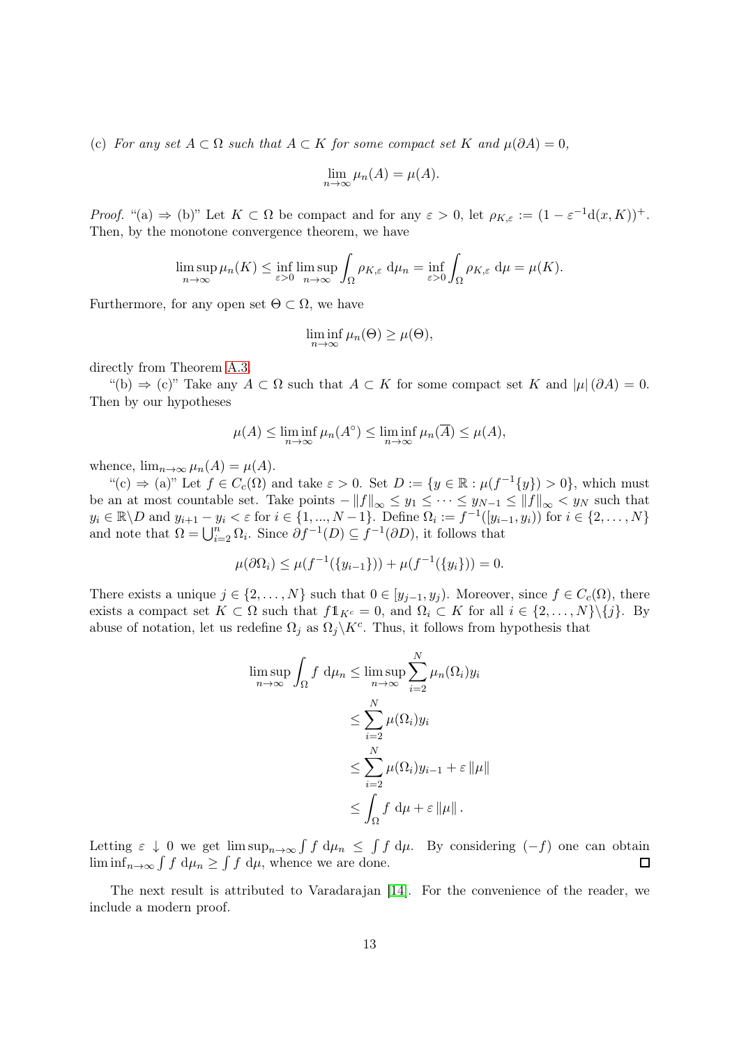(c) *For any set $A \subset \Omega$ such that $A \subset K$ for some compact set $K$ and $\mu(\partial A) = 0$,*

$$\lim_{n\to\infty} \mu_n(A) = \mu(A).$$

*Proof.* "(a) $\Rightarrow$ (b)" Let $K \subset \Omega$ be compact and for any $\varepsilon > 0$, let $\rho_{K,\varepsilon} := (1 - \varepsilon^{-1}\mathrm{d}(x, K))^+$. Then, by the monotone convergence theorem, we have

$$\limsup_{n\to\infty} \mu_n(K) \leq \inf_{\varepsilon>0} \limsup_{n\to\infty} \int_\Omega \rho_{K,\varepsilon} \ \mathrm{d}\mu_n = \inf_{\varepsilon>0} \int_\Omega \rho_{K,\varepsilon} \ \mathrm{d}\mu = \mu(K).$$

Furthermore, for any open set $\Theta \subset \Omega$, we have

$$\liminf_{n\to\infty} \mu_n(\Theta) \geq \mu(\Theta),$$

directly from Theorem A.3.

"(b) $\Rightarrow$ (c)" Take any $A \subset \Omega$ such that $A \subset K$ for some compact set $K$ and $|\mu|(\partial A) = 0$. Then by our hypotheses

$$\mu(A) \leq \liminf_{n\to\infty} \mu_n(A^\circ) \leq \liminf_{n\to\infty} \mu_n(\overline{A}) \leq \mu(A),$$

whence, $\lim_{n\to\infty} \mu_n(A) = \mu(A)$.

"(c) $\Rightarrow$ (a)" Let $f \in C_c(\Omega)$ and take $\varepsilon > 0$. Set $D := \{y \in \mathbb{R} : \mu(f^{-1}\{y\}) > 0\}$, which must be an at most countable set. Take points $-\|f\|_\infty \leq y_1 \leq \cdots \leq y_{N-1} \leq \|f\|_\infty < y_N$ such that $y_i \in \mathbb{R}\backslash D$ and $y_{i+1} - y_i < \varepsilon$ for $i \in \{1, ..., N-1\}$. Define $\Omega_i := f^{-1}([y_{i-1}, y_i))$ for $i \in \{2, \ldots, N\}$ and note that $\Omega = \bigcup_{i=2}^n \Omega_i$. Since $\partial f^{-1}(D) \subseteq f^{-1}(\partial D)$, it follows that

$$\mu(\partial\Omega_i) \leq \mu(f^{-1}(\{y_{i-1}\})) + \mu(f^{-1}(\{y_i\})) = 0.$$

There exists a unique $j \in \{2, \ldots, N\}$ such that $0 \in [y_{j-1}, y_j)$. Moreover, since $f \in C_c(\Omega)$, there exists a compact set $K \subset \Omega$ such that $f\mathbb{1}_{K^c} = 0$, and $\Omega_i \subset K$ for all $i \in \{2, \ldots, N\}\backslash\{j\}$. By abuse of notation, let us redefine $\Omega_j$ as $\Omega_j \backslash K^c$. Thus, it follows from hypothesis that

$$\begin{aligned}
\limsup_{n\to\infty} \int_\Omega f \ \mathrm{d}\mu_n &\leq \limsup_{n\to\infty} \sum_{i=2}^N \mu_n(\Omega_i) y_i \\
&\leq \sum_{i=2}^N \mu(\Omega_i) y_i \\
&\leq \sum_{i=2}^N \mu(\Omega_i) y_{i-1} + \varepsilon \|\mu\| \\
&\leq \int_\Omega f \ \mathrm{d}\mu + \varepsilon \|\mu\|.
\end{aligned}$$

Letting $\varepsilon \downarrow 0$ we get $\limsup_{n\to\infty} \int f \ \mathrm{d}\mu_n \leq \int f \ \mathrm{d}\mu$. By considering $(-f)$ one can obtain $\liminf_{n\to\infty} \int f \ \mathrm{d}\mu_n \geq \int f \ \mathrm{d}\mu$, whence we are done. $\square$

The next result is attributed to Varadarajan [14]. For the convenience of the reader, we include a modern proof.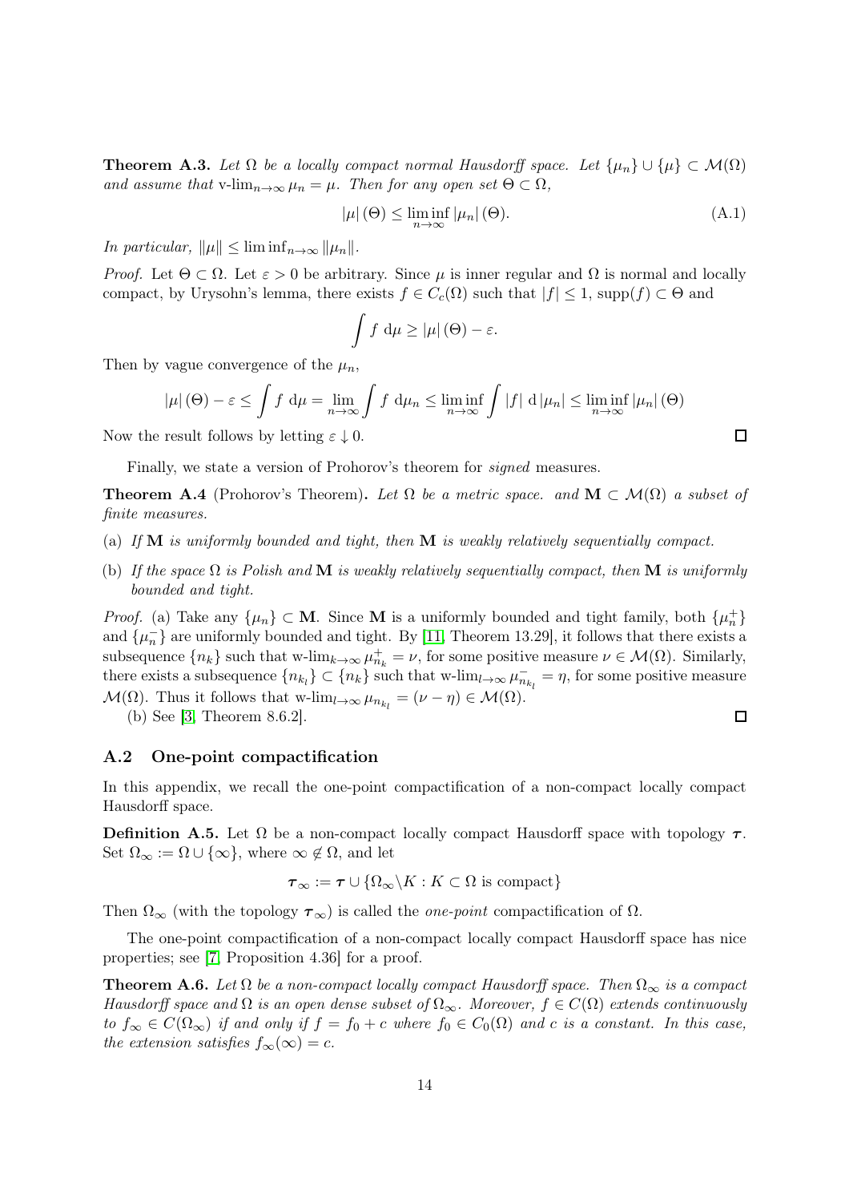**Theorem A.3.** *Let $\Omega$ be a locally compact normal Hausdorff space. Let $\{\mu_n\} \cup \{\mu\} \subset \mathcal{M}(\Omega)$ and assume that* $\text{v-lim}_{n\to\infty} \mu_n = \mu$. *Then for any open set $\Theta \subset \Omega$,*

$$|\mu|(\Theta) \leq \liminf_{n\to\infty} |\mu_n|(\Theta). \tag{A.1}$$

*In particular, $\|\mu\| \leq \liminf_{n\to\infty} \|\mu_n\|$.*

*Proof.* Let $\Theta \subset \Omega$. Let $\varepsilon > 0$ be arbitrary. Since $\mu$ is inner regular and $\Omega$ is normal and locally compact, by Urysohn's lemma, there exists $f \in C_c(\Omega)$ such that $|f| \leq 1$, $\text{supp}(f) \subset \Theta$ and

$$\int f \, \mathrm{d}\mu \geq |\mu|(\Theta) - \varepsilon.$$

Then by vague convergence of the $\mu_n$,

$$|\mu|(\Theta) - \varepsilon \leq \int f \, \mathrm{d}\mu = \lim_{n\to\infty} \int f \, \mathrm{d}\mu_n \leq \liminf_{n\to\infty} \int |f| \, \mathrm{d}|\mu_n| \leq \liminf_{n\to\infty} |\mu_n|(\Theta)$$

Now the result follows by letting $\varepsilon \downarrow 0$. $\square$

Finally, we state a version of Prohorov's theorem for *signed* measures.

**Theorem A.4** (Prohorov's Theorem)**.** *Let $\Omega$ be a metric space. and $\mathbf{M} \subset \mathcal{M}(\Omega)$ a subset of finite measures.*

(a) *If $\mathbf{M}$ is uniformly bounded and tight, then $\mathbf{M}$ is weakly relatively sequentially compact.*

(b) *If the space $\Omega$ is Polish and $\mathbf{M}$ is weakly relatively sequentially compact, then $\mathbf{M}$ is uniformly bounded and tight.*

*Proof.* (a) Take any $\{\mu_n\} \subset \mathbf{M}$. Since $\mathbf{M}$ is a uniformly bounded and tight family, both $\{\mu_n^+\}$ and $\{\mu_n^-\}$ are uniformly bounded and tight. By [11, Theorem 13.29], it follows that there exists a subsequence $\{n_k\}$ such that $\text{w-lim}_{k\to\infty} \mu_{n_k}^+ = \nu$, for some positive measure $\nu \in \mathcal{M}(\Omega)$. Similarly, there exists a subsequence $\{n_{k_l}\} \subset \{n_k\}$ such that $\text{w-lim}_{l\to\infty} \mu_{n_{k_l}}^- = \eta$, for some positive measure $\mathcal{M}(\Omega)$. Thus it follows that $\text{w-lim}_{l\to\infty} \mu_{n_{k_l}} = (\nu - \eta) \in \mathcal{M}(\Omega)$.

(b) See [3, Theorem 8.6.2]. $\square$

### A.2 One-point compactification

In this appendix, we recall the one-point compactification of a non-compact locally compact Hausdorff space.

**Definition A.5.** Let $\Omega$ be a non-compact locally compact Hausdorff space with topology $\boldsymbol{\tau}$. Set $\Omega_\infty := \Omega \cup \{\infty\}$, where $\infty \notin \Omega$, and let

$$\boldsymbol{\tau}_\infty := \boldsymbol{\tau} \cup \{\Omega_\infty \backslash K : K \subset \Omega \text{ is compact}\}$$

Then $\Omega_\infty$ (with the topology $\boldsymbol{\tau}_\infty$) is called the *one-point* compactification of $\Omega$.

The one-point compactification of a non-compact locally compact Hausdorff space has nice properties; see [7, Proposition 4.36] for a proof.

**Theorem A.6.** *Let $\Omega$ be a non-compact locally compact Hausdorff space. Then $\Omega_\infty$ is a compact Hausdorff space and $\Omega$ is an open dense subset of $\Omega_\infty$. Moreover, $f \in C(\Omega)$ extends continuously to $f_\infty \in C(\Omega_\infty)$ if and only if $f = f_0 + c$ where $f_0 \in C_0(\Omega)$ and $c$ is a constant. In this case, the extension satisfies $f_\infty(\infty) = c$.*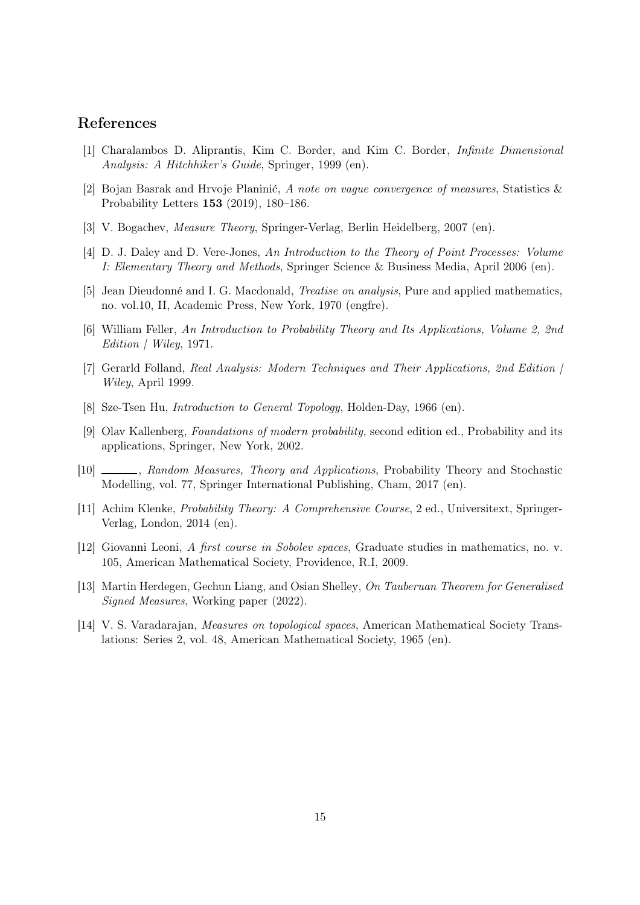## References

[1] Charalambos D. Aliprantis, Kim C. Border, and Kim C. Border, *Infinite Dimensional Analysis: A Hitchhiker's Guide*, Springer, 1999 (en).

[2] Bojan Basrak and Hrvoje Planinić, *A note on vague convergence of measures*, Statistics & Probability Letters **153** (2019), 180–186.

[3] V. Bogachev, *Measure Theory*, Springer-Verlag, Berlin Heidelberg, 2007 (en).

[4] D. J. Daley and D. Vere-Jones, *An Introduction to the Theory of Point Processes: Volume I: Elementary Theory and Methods*, Springer Science & Business Media, April 2006 (en).

[5] Jean Dieudonné and I. G. Macdonald, *Treatise on analysis*, Pure and applied mathematics, no. vol.10, II, Academic Press, New York, 1970 (engfre).

[6] William Feller, *An Introduction to Probability Theory and Its Applications, Volume 2, 2nd Edition | Wiley*, 1971.

[7] Gerarld Folland, *Real Analysis: Modern Techniques and Their Applications, 2nd Edition | Wiley*, April 1999.

[8] Sze-Tsen Hu, *Introduction to General Topology*, Holden-Day, 1966 (en).

[9] Olav Kallenberg, *Foundations of modern probability*, second edition ed., Probability and its applications, Springer, New York, 2002.

[10] ______, *Random Measures, Theory and Applications*, Probability Theory and Stochastic Modelling, vol. 77, Springer International Publishing, Cham, 2017 (en).

[11] Achim Klenke, *Probability Theory: A Comprehensive Course*, 2 ed., Universitext, Springer-Verlag, London, 2014 (en).

[12] Giovanni Leoni, *A first course in Sobolev spaces*, Graduate studies in mathematics, no. v. 105, American Mathematical Society, Providence, R.I, 2009.

[13] Martin Herdegen, Gechun Liang, and Osian Shelley, *On Tauberuan Theorem for Generalised Signed Measures*, Working paper (2022).

[14] V. S. Varadarajan, *Measures on topological spaces*, American Mathematical Society Translations: Series 2, vol. 48, American Mathematical Society, 1965 (en).